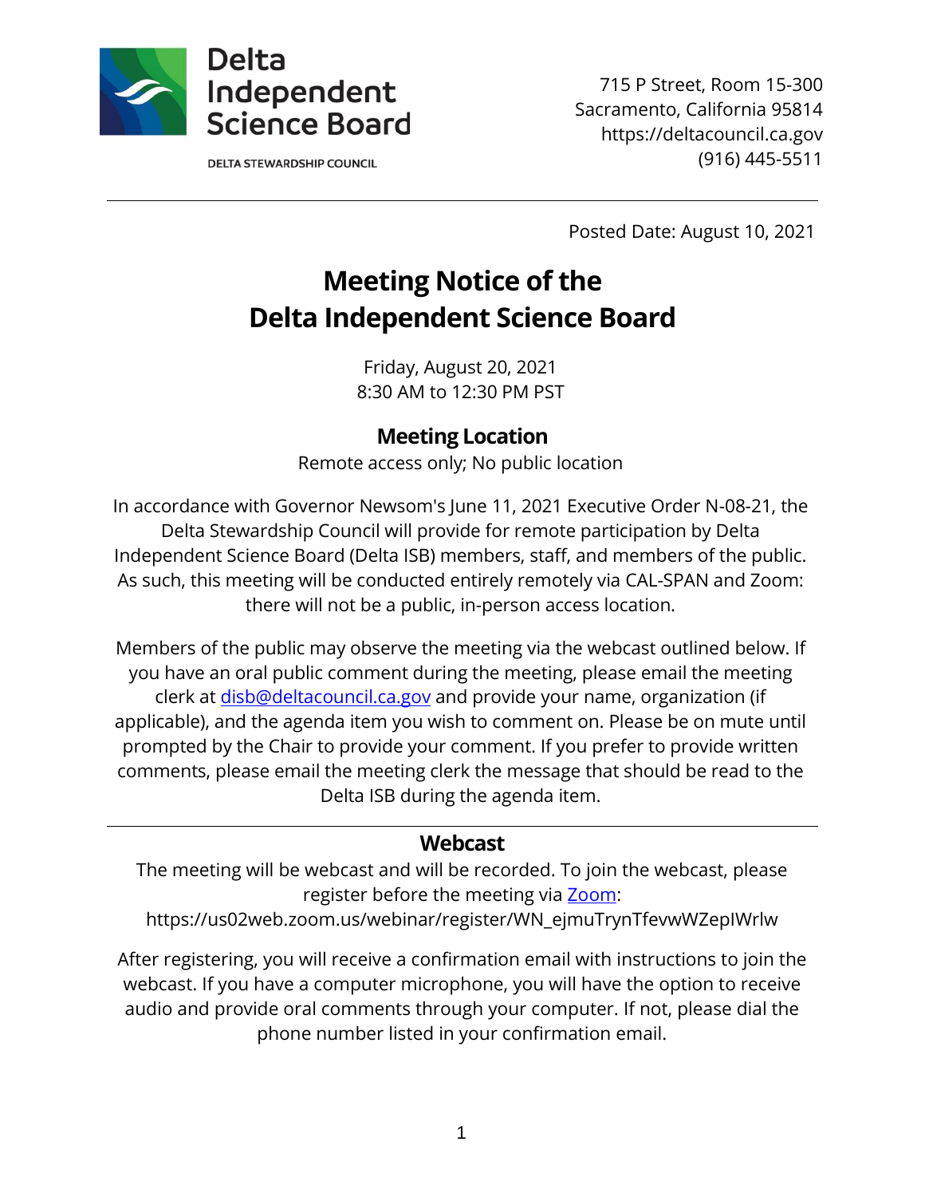Delta Independent Science Board

DELTA STEWARDSHIP COUNCIL

715 P Street, Room 15-300
Sacramento, California 95814
https://deltacouncil.ca.gov
(916) 445-5511

---

Posted Date: August 10, 2021

# Meeting Notice of the Delta Independent Science Board

Friday, August 20, 2021
8:30 AM to 12:30 PM PST

## Meeting Location

Remote access only; No public location

In accordance with Governor Newsom's June 11, 2021 Executive Order N-08-21, the Delta Stewardship Council will provide for remote participation by Delta Independent Science Board (Delta ISB) members, staff, and members of the public. As such, this meeting will be conducted entirely remotely via CAL-SPAN and Zoom: there will not be a public, in-person access location.

Members of the public may observe the meeting via the webcast outlined below. If you have an oral public comment during the meeting, please email the meeting clerk at [disb@deltacouncil.ca.gov](mailto:disb@deltacouncil.ca.gov) and provide your name, organization (if applicable), and the agenda item you wish to comment on. Please be on mute until prompted by the Chair to provide your comment. If you prefer to provide written comments, please email the meeting clerk the message that should be read to the Delta ISB during the agenda item.

---

## Webcast

The meeting will be webcast and will be recorded. To join the webcast, please register before the meeting via [Zoom](https://us02web.zoom.us/webinar/register/WN_ejmuTrynTfevwWZepIWrlw):
https://us02web.zoom.us/webinar/register/WN_ejmuTrynTfevwWZepIWrlw

After registering, you will receive a confirmation email with instructions to join the webcast. If you have a computer microphone, you will have the option to receive audio and provide oral comments through your computer. If not, please dial the phone number listed in your confirmation email.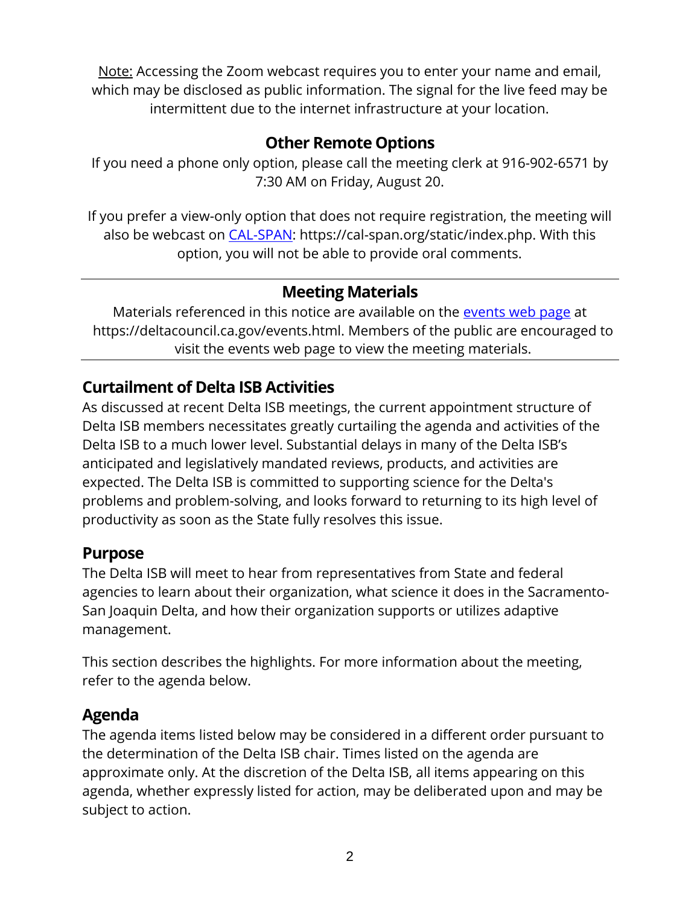Note: Accessing the Zoom webcast requires you to enter your name and email, which may be disclosed as public information. The signal for the live feed may be intermittent due to the internet infrastructure at your location.

## Other Remote Options

If you need a phone only option, please call the meeting clerk at 916-902-6571 by 7:30 AM on Friday, August 20.

If you prefer a view-only option that does not require registration, the meeting will also be webcast on [CAL-SPAN](https://cal-span.org/static/index.php): https://cal-span.org/static/index.php. With this option, you will not be able to provide oral comments.

---

## Meeting Materials

Materials referenced in this notice are available on the [events web page](https://deltacouncil.ca.gov/events.html) at https://deltacouncil.ca.gov/events.html. Members of the public are encouraged to visit the events web page to view the meeting materials.

---

## Curtailment of Delta ISB Activities

As discussed at recent Delta ISB meetings, the current appointment structure of Delta ISB members necessitates greatly curtailing the agenda and activities of the Delta ISB to a much lower level. Substantial delays in many of the Delta ISB's anticipated and legislatively mandated reviews, products, and activities are expected. The Delta ISB is committed to supporting science for the Delta's problems and problem-solving, and looks forward to returning to its high level of productivity as soon as the State fully resolves this issue.

## Purpose

The Delta ISB will meet to hear from representatives from State and federal agencies to learn about their organization, what science it does in the Sacramento-San Joaquin Delta, and how their organization supports or utilizes adaptive management.

This section describes the highlights. For more information about the meeting, refer to the agenda below.

## Agenda

The agenda items listed below may be considered in a different order pursuant to the determination of the Delta ISB chair. Times listed on the agenda are approximate only. At the discretion of the Delta ISB, all items appearing on this agenda, whether expressly listed for action, may be deliberated upon and may be subject to action.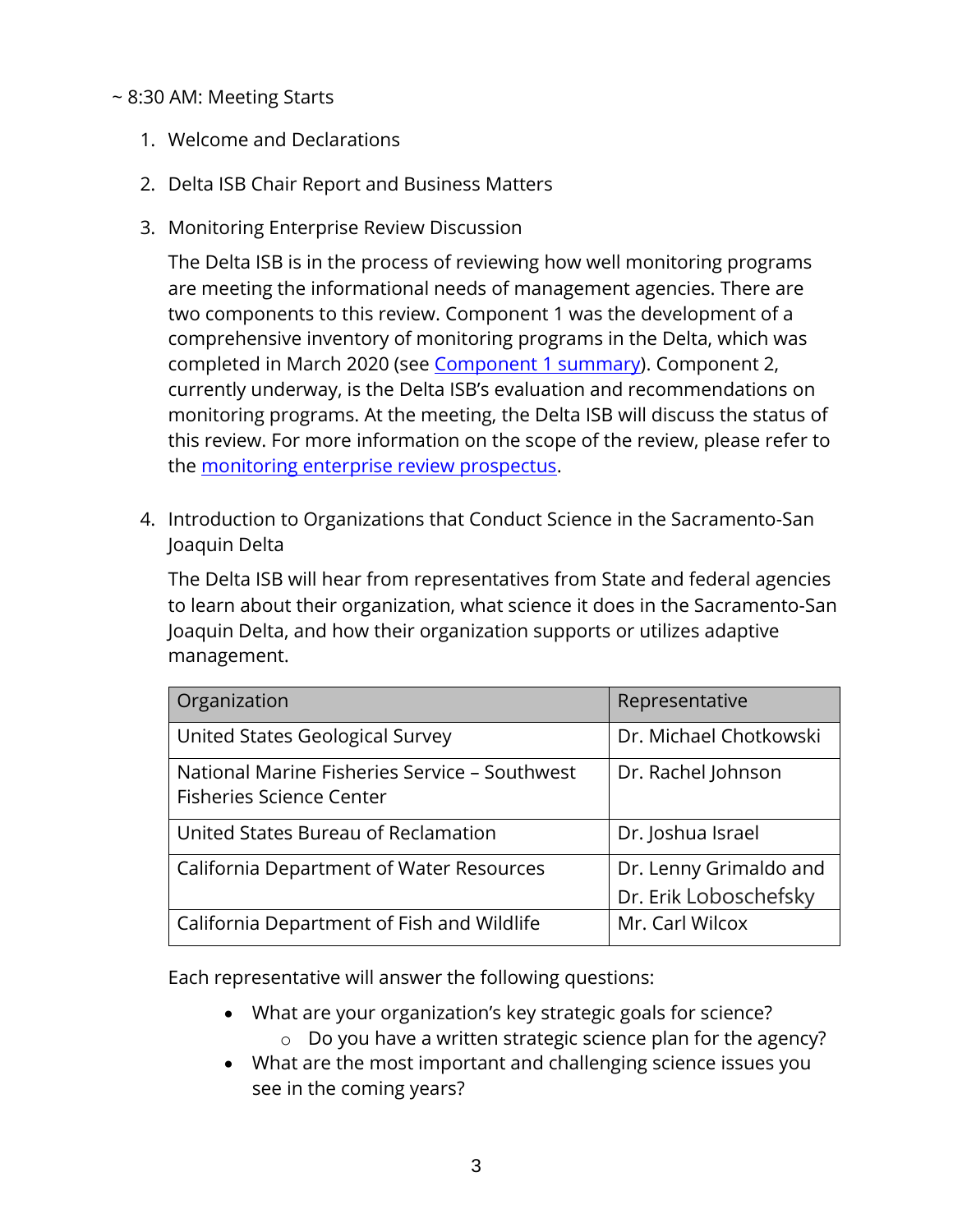~ 8:30 AM: Meeting Starts

1. Welcome and Declarations

2. Delta ISB Chair Report and Business Matters

3. Monitoring Enterprise Review Discussion

   The Delta ISB is in the process of reviewing how well monitoring programs are meeting the informational needs of management agencies. There are two components to this review. Component 1 was the development of a comprehensive inventory of monitoring programs in the Delta, which was completed in March 2020 (see Component 1 summary). Component 2, currently underway, is the Delta ISB's evaluation and recommendations on monitoring programs. At the meeting, the Delta ISB will discuss the status of this review. For more information on the scope of the review, please refer to the monitoring enterprise review prospectus.

4. Introduction to Organizations that Conduct Science in the Sacramento-San Joaquin Delta

   The Delta ISB will hear from representatives from State and federal agencies to learn about their organization, what science it does in the Sacramento-San Joaquin Delta, and how their organization supports or utilizes adaptive management.

| Organization | Representative |
| --- | --- |
| United States Geological Survey | Dr. Michael Chotkowski |
| National Marine Fisheries Service – Southwest Fisheries Science Center | Dr. Rachel Johnson |
| United States Bureau of Reclamation | Dr. Joshua Israel |
| California Department of Water Resources | Dr. Lenny Grimaldo and Dr. Erik Loboschefsky |
| California Department of Fish and Wildlife | Mr. Carl Wilcox |

   Each representative will answer the following questions:

   - What are your organization's key strategic goals for science?
     - Do you have a written strategic science plan for the agency?
   - What are the most important and challenging science issues you see in the coming years?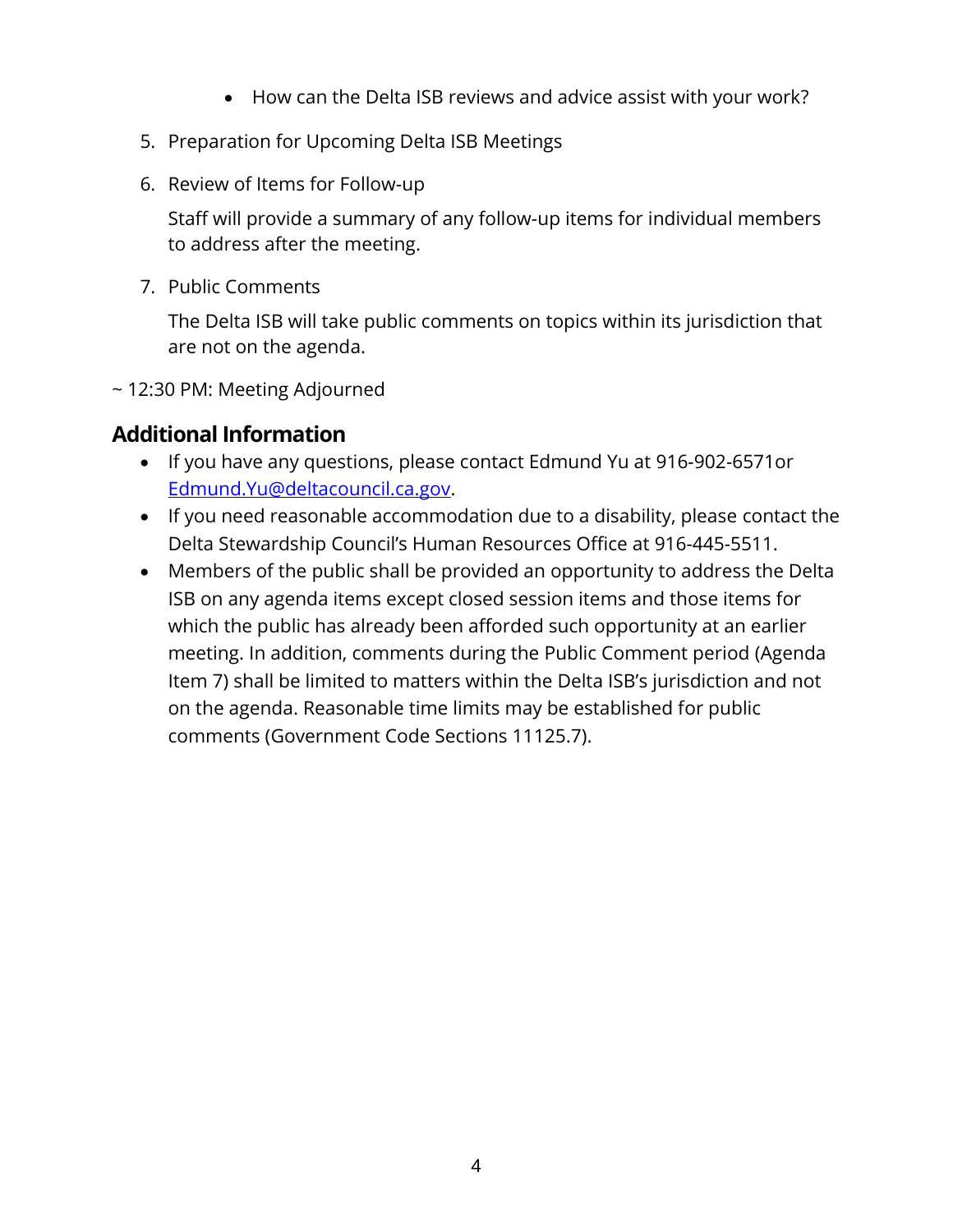- How can the Delta ISB reviews and advice assist with your work?

5. Preparation for Upcoming Delta ISB Meetings

6. Review of Items for Follow-up

   Staff will provide a summary of any follow-up items for individual members to address after the meeting.

7. Public Comments

   The Delta ISB will take public comments on topics within its jurisdiction that are not on the agenda.

~ 12:30 PM: Meeting Adjourned

## Additional Information

- If you have any questions, please contact Edmund Yu at 916-902-6571or Edmund.Yu@deltacouncil.ca.gov.
- If you need reasonable accommodation due to a disability, please contact the Delta Stewardship Council's Human Resources Office at 916-445-5511.
- Members of the public shall be provided an opportunity to address the Delta ISB on any agenda items except closed session items and those items for which the public has already been afforded such opportunity at an earlier meeting. In addition, comments during the Public Comment period (Agenda Item 7) shall be limited to matters within the Delta ISB's jurisdiction and not on the agenda. Reasonable time limits may be established for public comments (Government Code Sections 11125.7).